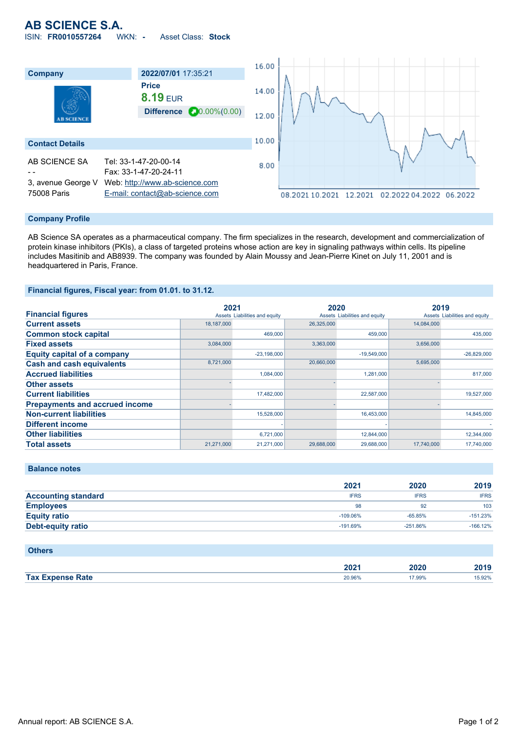# AB SCIENCE S.A.

ISIN: **FR0010557264** WKN: **-** Asset Class: **Stock**

| Company | 2022/07/01 17:35:21 |
| --- | --- |
| | **Price** |
| | **8.19** EUR |
| | **Difference** 0.00%(0.00) |

## Contact Details

| | |
| --- | --- |
| AB SCIENCE SA | Tel: 33-1-47-20-00-14 |
| - - | Fax: 33-1-47-20-24-11 |
| 3, avenue George V | Web: http://www.ab-science.com |
| 75008 Paris | E-mail: contact@ab-science.com |

## Company Profile

AB Science SA operates as a pharmaceutical company. The firm specializes in the research, development and commercialization of protein kinase inhibitors (PKIs), a class of targeted proteins whose action are key in signaling pathways within cells. Its pipeline includes Masitinib and AB8939. The company was founded by Alain Moussy and Jean-Pierre Kinet on July 11, 2001 and is headquartered in Paris, France.

## Financial figures, Fiscal year: from 01.01. to 31.12.

| Financial figures | 2021 | | 2020 | | 2019 | |
| --- | --- | --- | --- | --- | --- | --- |
| | Assets | Liabilities and equity | Assets | Liabilities and equity | Assets | Liabilities and equity |
| **Current assets** | 18,187,000 | | 26,325,000 | | 14,084,000 | |
| **Common stock capital** | | 469,000 | | 459,000 | | 435,000 |
| **Fixed assets** | 3,084,000 | | 3,363,000 | | 3,656,000 | |
| **Equity capital of a company** | | -23,198,000 | | -19,549,000 | | -26,829,000 |
| **Cash and cash equivalents** | 8,721,000 | | 20,660,000 | | 5,695,000 | |
| **Accrued liabilities** | | 1,084,000 | | 1,281,000 | | 817,000 |
| **Other assets** | - | | - | | - | |
| **Current liabilities** | | 17,482,000 | | 22,587,000 | | 19,527,000 |
| **Prepayments and accrued income** | - | | - | | - | |
| **Non-current liabilities** | | 15,528,000 | | 16,453,000 | | 14,845,000 |
| **Different income** | | - | | - | | - |
| **Other liabilities** | | 6,721,000 | | 12,844,000 | | 12,344,000 |
| **Total assets** | 21,271,000 | 21,271,000 | 29,688,000 | 29,688,000 | 17,740,000 | 17,740,000 |

## Balance notes

| | 2021 | 2020 | 2019 |
| --- | --- | --- | --- |
| **Accounting standard** | IFRS | IFRS | IFRS |
| **Employees** | 98 | 92 | 103 |
| **Equity ratio** | -109.06% | -65.85% | -151.23% |
| **Debt-equity ratio** | -191.69% | -251.86% | -166.12% |

## Others

| | 2021 | 2020 | 2019 |
| --- | --- | --- | --- |
| **Tax Expense Rate** | 20.96% | 17.99% | 15.92% |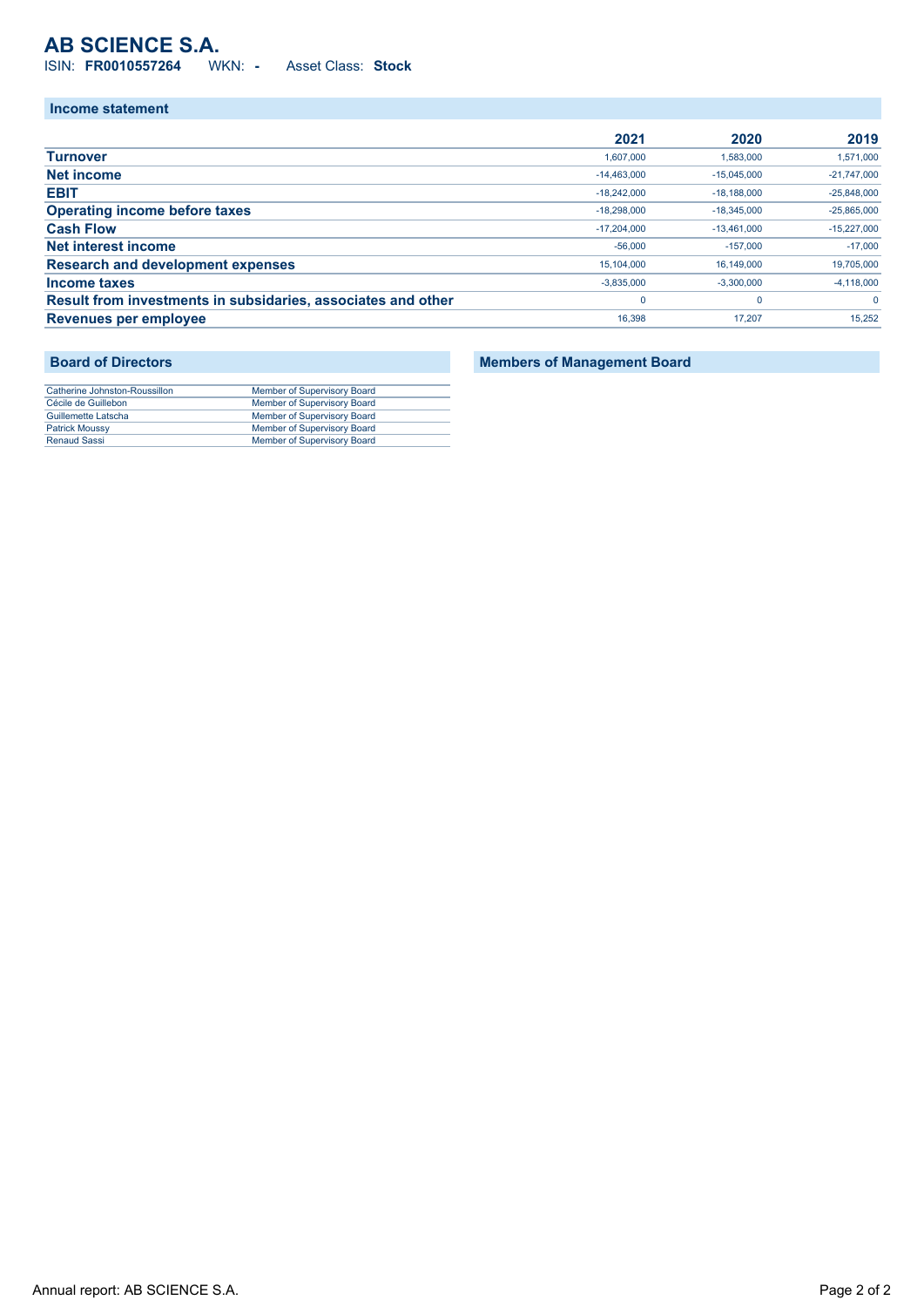# AB SCIENCE S.A.

ISIN: **FR0010557264** WKN: **-** Asset Class: **Stock**

## Income statement

| | 2021 | 2020 | 2019 |
|---|---|---|---|
| **Turnover** | 1,607,000 | 1,583,000 | 1,571,000 |
| **Net income** | -14,463,000 | -15,045,000 | -21,747,000 |
| **EBIT** | -18,242,000 | -18,188,000 | -25,848,000 |
| **Operating income before taxes** | -18,298,000 | -18,345,000 | -25,865,000 |
| **Cash Flow** | -17,204,000 | -13,461,000 | -15,227,000 |
| **Net interest income** | -56,000 | -157,000 | -17,000 |
| **Research and development expenses** | 15,104,000 | 16,149,000 | 19,705,000 |
| **Income taxes** | -3,835,000 | -3,300,000 | -4,118,000 |
| **Result from investments in subsidaries, associates and other** | 0 | 0 | 0 |
| **Revenues per employee** | 16,398 | 17,207 | 15,252 |

## Board of Directors

| | |
|---|---|
| Catherine Johnston-Roussillon | Member of Supervisory Board |
| Cécile de Guillebon | Member of Supervisory Board |
| Guillemette Latscha | Member of Supervisory Board |
| Patrick Moussy | Member of Supervisory Board |
| Renaud Sassi | Member of Supervisory Board |

## Members of Management Board

Annual report: AB SCIENCE S.A.